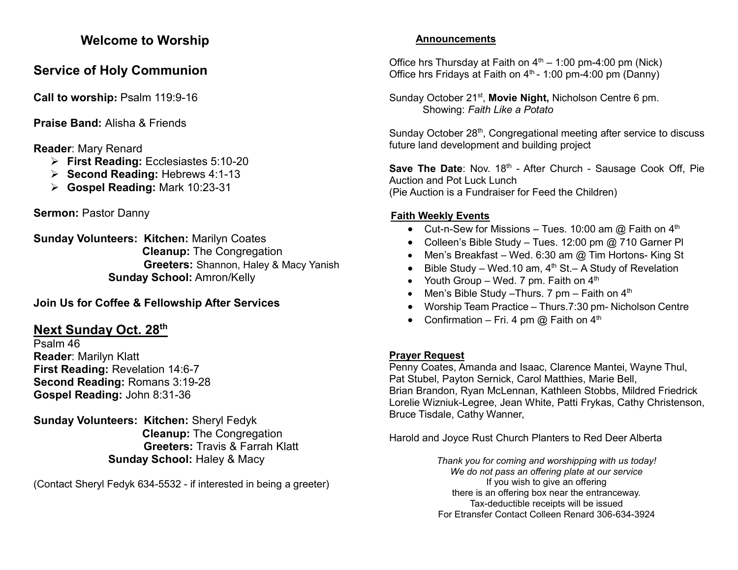# Welcome to Worship

## Service of Holy Communion

**Call to worship:** Psalm 119:9-16

**Praise Band:** Alisha & Friends

**Reader**: Mary Renard

- **First Reading:** Ecclesiastes 5:10-20
- **Second Reading:** Hebrews 4:1-13
- **Gospel Reading:** Mark 10:23-31

**Sermon:** Pastor Danny

**Sunday Volunteers:** **Kitchen:** Marilyn Coates
**Cleanup:** The Congregation
**Greeters:** Shannon, Haley & Macy Yanish
**Sunday School:** Amron/Kelly

**Join Us for Coffee & Fellowship After Services**

## Next Sunday Oct. 28th

Psalm 46
**Reader**: Marilyn Klatt
**First Reading:** Revelation 14:6-7
**Second Reading:** Romans 3:19-28
**Gospel Reading:** John 8:31-36

**Sunday Volunteers:** **Kitchen:** Sheryl Fedyk
**Cleanup:** The Congregation
**Greeters:** Travis & Farrah Klatt
**Sunday School:** Haley & Macy

(Contact Sheryl Fedyk 634-5532 - if interested in being a greeter)

### Announcements

Office hrs Thursday at Faith on 4th – 1:00 pm-4:00 pm (Nick)
Office hrs Fridays at Faith on 4th - 1:00 pm-4:00 pm (Danny)

Sunday October 21st, **Movie Night,** Nicholson Centre 6 pm.
Showing: *Faith Like a Potato*

Sunday October 28th, Congregational meeting after service to discuss future land development and building project

**Save The Date**: Nov. 18th - After Church - Sausage Cook Off, Pie Auction and Pot Luck Lunch
(Pie Auction is a Fundraiser for Feed the Children)

### Faith Weekly Events

- Cut-n-Sew for Missions – Tues. 10:00 am @ Faith on 4th
- Colleen's Bible Study – Tues. 12:00 pm @ 710 Garner Pl
- Men's Breakfast – Wed. 6:30 am @ Tim Hortons- King St
- Bible Study – Wed.10 am, 4th St.– A Study of Revelation
- Youth Group – Wed. 7 pm. Faith on 4th
- Men's Bible Study –Thurs. 7 pm – Faith on 4th
- Worship Team Practice – Thurs.7:30 pm- Nicholson Centre
- Confirmation – Fri. 4 pm @ Faith on 4th

### Prayer Request

Penny Coates, Amanda and Isaac, Clarence Mantei, Wayne Thul, Pat Stubel, Payton Sernick, Carol Matthies, Marie Bell, Brian Brandon, Ryan McLennan, Kathleen Stobbs, Mildred Friedrick Lorelie Wizniuk-Legree, Jean White, Patti Frykas, Cathy Christenson, Bruce Tisdale, Cathy Wanner,

Harold and Joyce Rust Church Planters to Red Deer Alberta

*Thank you for coming and worshipping with us today!*
*We do not pass an offering plate at our service*
If you wish to give an offering
there is an offering box near the entranceway.
Tax-deductible receipts will be issued
For Etransfer Contact Colleen Renard 306-634-3924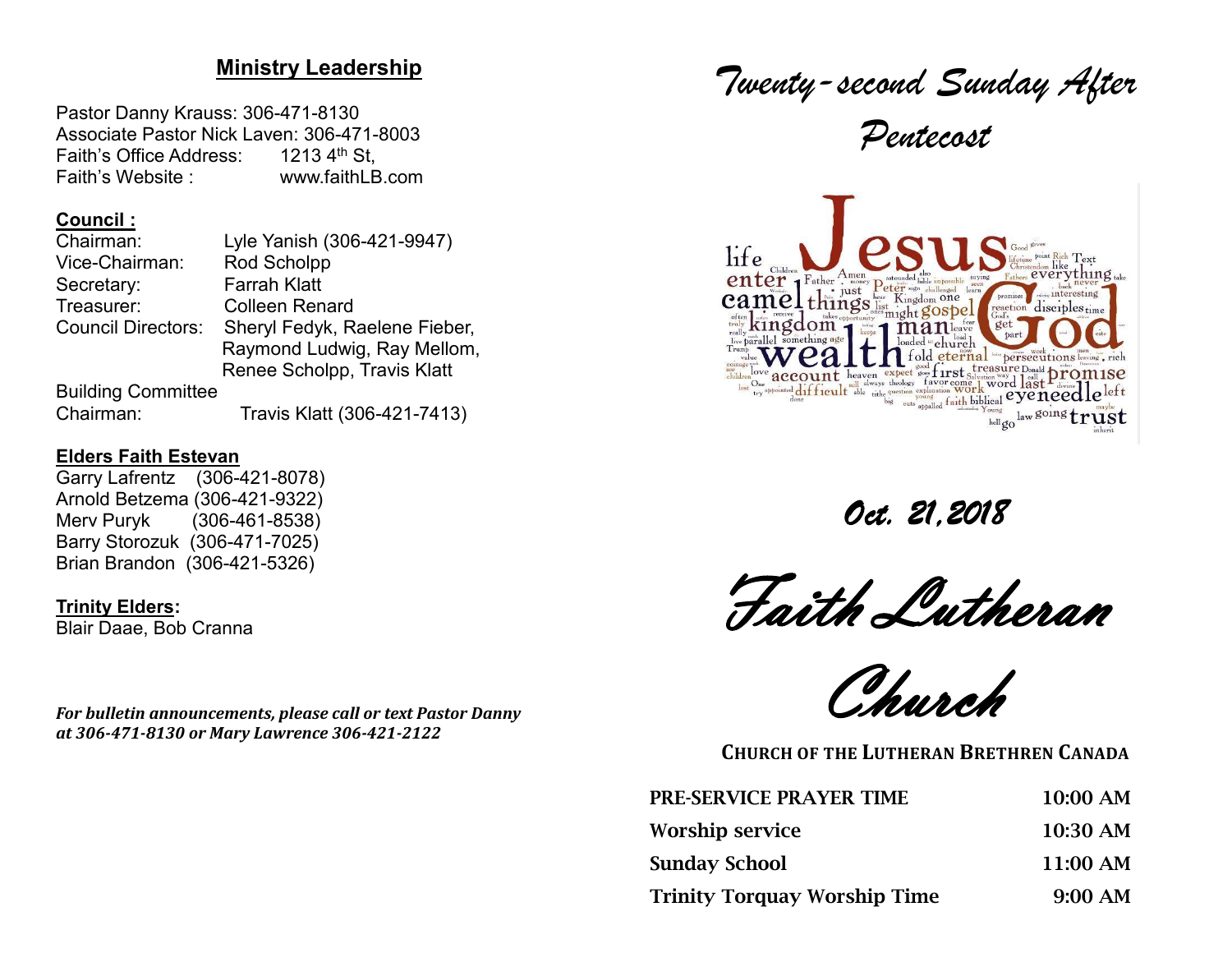## Ministry Leadership

Pastor Danny Krauss: 306-471-8130
Associate Pastor Nick Laven: 306-471-8003
Faith's Office Address: 1213 4th St,
Faith's Website : www.faithLB.com

**Council :**

| | |
|---|---|
| Chairman: | Lyle Yanish (306-421-9947) |
| Vice-Chairman: | Rod Scholpp |
| Secretary: | Farrah Klatt |
| Treasurer: | Colleen Renard |
| Council Directors: | Sheryl Fedyk, Raelene Fieber, Raymond Ludwig, Ray Mellom, Renee Scholpp, Travis Klatt |

Building Committee
Chairman: Travis Klatt (306-421-7413)

**Elders Faith Estevan**

Garry Lafrentz (306-421-8078)
Arnold Betzema (306-421-9322)
Merv Puryk (306-461-8538)
Barry Storozuk (306-471-7025)
Brian Brandon (306-421-5326)

**Trinity Elders:**
Blair Daae, Bob Cranna

***For bulletin announcements, please call or text Pastor Danny at 306-471-8130 or Mary Lawrence 306-421-2122***

# *Twenty-second Sunday After Pentecost*

*Oct. 21, 2018*

# *Faith Lutheran Church*

**CHURCH OF THE LUTHERAN BRETHREN CANADA**

| | |
|---|---|
| PRE-SERVICE PRAYER TIME | 10:00 AM |
| Worship service | 10:30 AM |
| Sunday School | 11:00 AM |
| Trinity Torquay Worship Time | 9:00 AM |